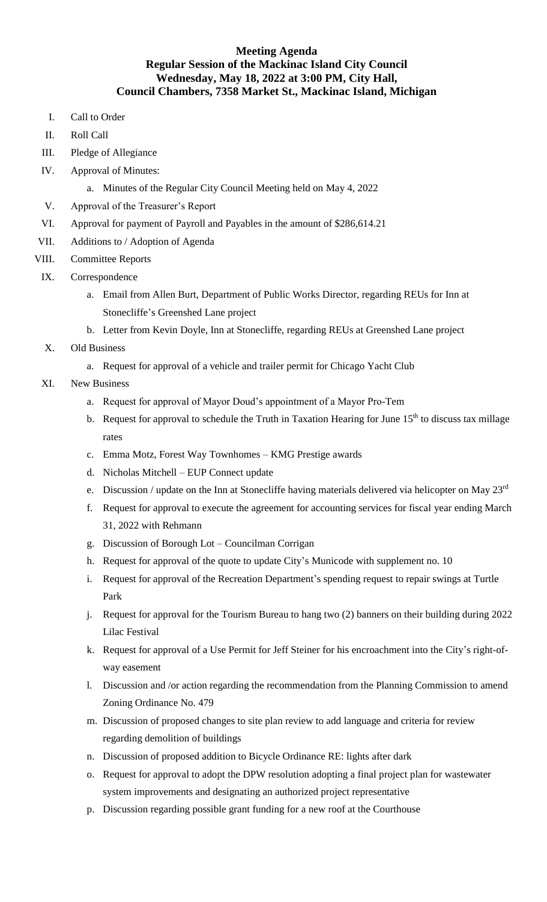**Meeting Agenda**
**Regular Session of the Mackinac Island City Council**
**Wednesday, May 18, 2022 at 3:00 PM, City Hall,**
**Council Chambers, 7358 Market St., Mackinac Island, Michigan**

I. Call to Order

II. Roll Call

III. Pledge of Allegiance

IV. Approval of Minutes:

   a. Minutes of the Regular City Council Meeting held on May 4, 2022

V. Approval of the Treasurer's Report

VI. Approval for payment of Payroll and Payables in the amount of $286,614.21

VII. Additions to / Adoption of Agenda

VIII. Committee Reports

IX. Correspondence

   a. Email from Allen Burt, Department of Public Works Director, regarding REUs for Inn at Stonecliffe's Greenshed Lane project

   b. Letter from Kevin Doyle, Inn at Stonecliffe, regarding REUs at Greenshed Lane project

X. Old Business

   a. Request for approval of a vehicle and trailer permit for Chicago Yacht Club

XI. New Business

   a. Request for approval of Mayor Doud's appointment of a Mayor Pro-Tem

   b. Request for approval to schedule the Truth in Taxation Hearing for June 15th to discuss tax millage rates

   c. Emma Motz, Forest Way Townhomes – KMG Prestige awards

   d. Nicholas Mitchell – EUP Connect update

   e. Discussion / update on the Inn at Stonecliffe having materials delivered via helicopter on May 23rd

   f. Request for approval to execute the agreement for accounting services for fiscal year ending March 31, 2022 with Rehmann

   g. Discussion of Borough Lot – Councilman Corrigan

   h. Request for approval of the quote to update City's Municode with supplement no. 10

   i. Request for approval of the Recreation Department's spending request to repair swings at Turtle Park

   j. Request for approval for the Tourism Bureau to hang two (2) banners on their building during 2022 Lilac Festival

   k. Request for approval of a Use Permit for Jeff Steiner for his encroachment into the City's right-of-way easement

   l. Discussion and /or action regarding the recommendation from the Planning Commission to amend Zoning Ordinance No. 479

   m. Discussion of proposed changes to site plan review to add language and criteria for review regarding demolition of buildings

   n. Discussion of proposed addition to Bicycle Ordinance RE: lights after dark

   o. Request for approval to adopt the DPW resolution adopting a final project plan for wastewater system improvements and designating an authorized project representative

   p. Discussion regarding possible grant funding for a new roof at the Courthouse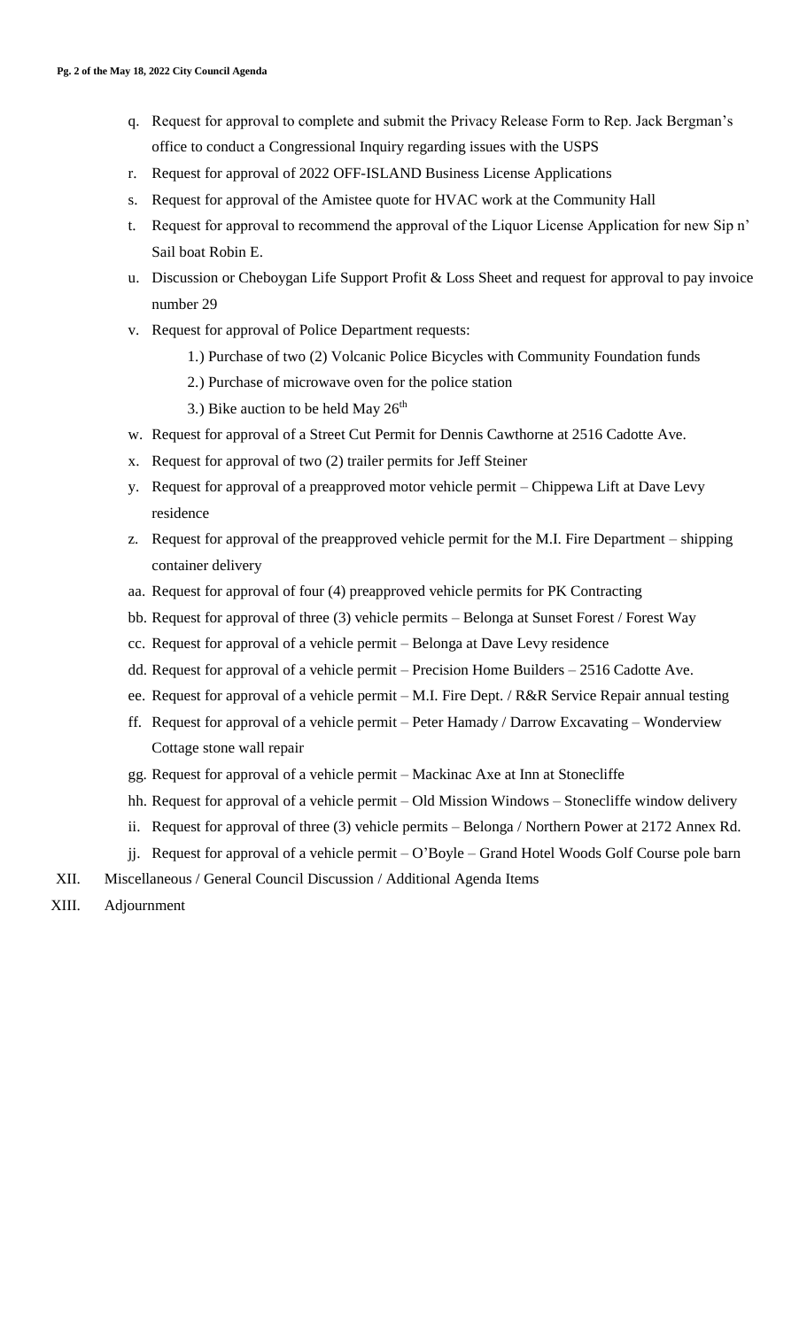q. Request for approval to complete and submit the Privacy Release Form to Rep. Jack Bergman's office to conduct a Congressional Inquiry regarding issues with the USPS

r. Request for approval of 2022 OFF-ISLAND Business License Applications

s. Request for approval of the Amistee quote for HVAC work at the Community Hall

t. Request for approval to recommend the approval of the Liquor License Application for new Sip n' Sail boat Robin E.

u. Discussion or Cheboygan Life Support Profit & Loss Sheet and request for approval to pay invoice number 29

v. Request for approval of Police Department requests:

   1.) Purchase of two (2) Volcanic Police Bicycles with Community Foundation funds

   2.) Purchase of microwave oven for the police station

   3.) Bike auction to be held May 26th

w. Request for approval of a Street Cut Permit for Dennis Cawthorne at 2516 Cadotte Ave.

x. Request for approval of two (2) trailer permits for Jeff Steiner

y. Request for approval of a preapproved motor vehicle permit – Chippewa Lift at Dave Levy residence

z. Request for approval of the preapproved vehicle permit for the M.I. Fire Department – shipping container delivery

aa. Request for approval of four (4) preapproved vehicle permits for PK Contracting

bb. Request for approval of three (3) vehicle permits – Belonga at Sunset Forest / Forest Way

cc. Request for approval of a vehicle permit – Belonga at Dave Levy residence

dd. Request for approval of a vehicle permit – Precision Home Builders – 2516 Cadotte Ave.

ee. Request for approval of a vehicle permit – M.I. Fire Dept. / R&R Service Repair annual testing

ff. Request for approval of a vehicle permit – Peter Hamady / Darrow Excavating – Wonderview Cottage stone wall repair

gg. Request for approval of a vehicle permit – Mackinac Axe at Inn at Stonecliffe

hh. Request for approval of a vehicle permit – Old Mission Windows – Stonecliffe window delivery

ii. Request for approval of three (3) vehicle permits – Belonga / Northern Power at 2172 Annex Rd.

jj. Request for approval of a vehicle permit – O'Boyle – Grand Hotel Woods Golf Course pole barn

XII. Miscellaneous / General Council Discussion / Additional Agenda Items

XIII. Adjournment